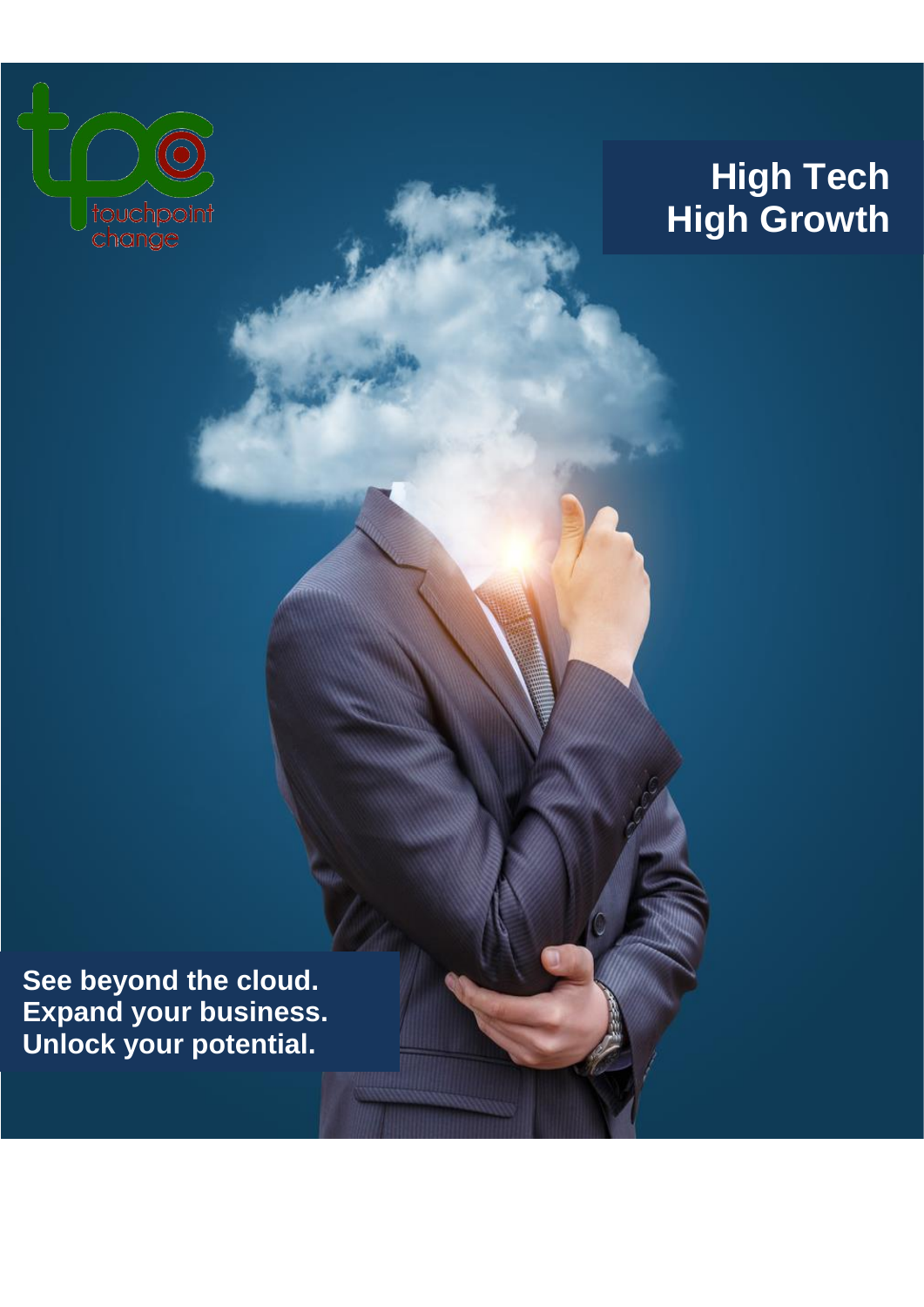touchpoint change

# High Tech High Growth

**See beyond the cloud.**
**Expand your business.**
**Unlock your potential.**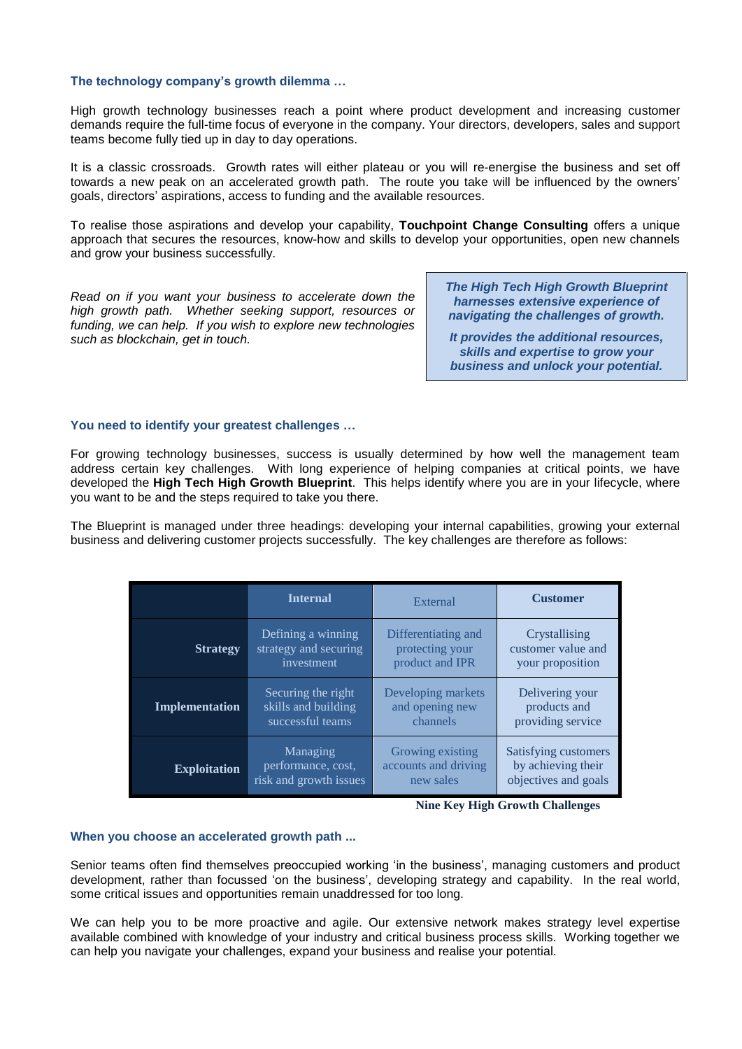### The technology company's growth dilemma …

High growth technology businesses reach a point where product development and increasing customer demands require the full-time focus of everyone in the company. Your directors, developers, sales and support teams become fully tied up in day to day operations.

It is a classic crossroads. Growth rates will either plateau or you will re-energise the business and set off towards a new peak on an accelerated growth path. The route you take will be influenced by the owners' goals, directors' aspirations, access to funding and the available resources.

To realise those aspirations and develop your capability, **Touchpoint Change Consulting** offers a unique approach that secures the resources, know-how and skills to develop your opportunities, open new channels and grow your business successfully.

*Read on if you want your business to accelerate down the high growth path. Whether seeking support, resources or funding, we can help. If you wish to explore new technologies such as blockchain, get in touch.*

> ***The High Tech High Growth Blueprint harnesses extensive experience of navigating the challenges of growth.***
>
> ***It provides the additional resources, skills and expertise to grow your business and unlock your potential.***

### You need to identify your greatest challenges …

For growing technology businesses, success is usually determined by how well the management team address certain key challenges. With long experience of helping companies at critical points, we have developed the **High Tech High Growth Blueprint**. This helps identify where you are in your lifecycle, where you want to be and the steps required to take you there.

The Blueprint is managed under three headings: developing your internal capabilities, growing your external business and delivering customer projects successfully. The key challenges are therefore as follows:

| | **Internal** | External | **Customer** |
|---|---|---|---|
| **Strategy** | Defining a winning strategy and securing investment | Differentiating and protecting your product and IPR | Crystallising customer value and your proposition |
| **Implementation** | Securing the right skills and building successful teams | Developing markets and opening new channels | Delivering your products and providing service |
| **Exploitation** | Managing performance, cost, risk and growth issues | Growing existing accounts and driving new sales | Satisfying customers by achieving their objectives and goals |

**Nine Key High Growth Challenges**

### When you choose an accelerated growth path ...

Senior teams often find themselves preoccupied working 'in the business', managing customers and product development, rather than focussed 'on the business', developing strategy and capability. In the real world, some critical issues and opportunities remain unaddressed for too long.

We can help you to be more proactive and agile. Our extensive network makes strategy level expertise available combined with knowledge of your industry and critical business process skills. Working together we can help you navigate your challenges, expand your business and realise your potential.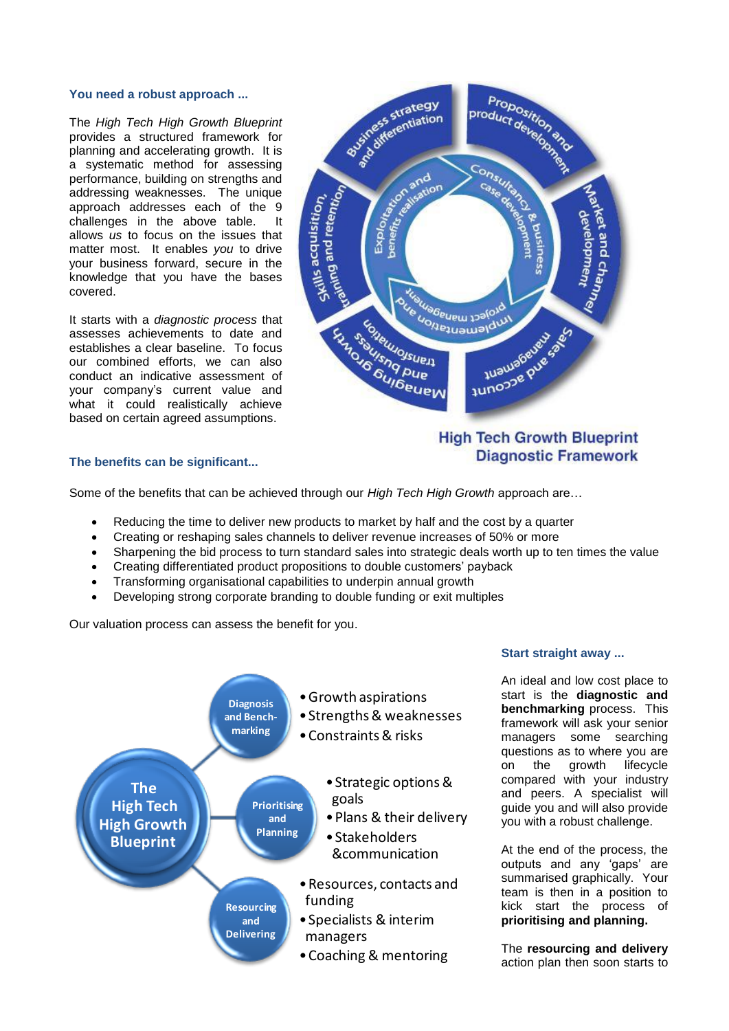### You need a robust approach ...

The *High Tech High Growth Blueprint* provides a structured framework for planning and accelerating growth. It is a systematic method for assessing performance, building on strengths and addressing weaknesses. The unique approach addresses each of the 9 challenges in the above table. It allows *us* to focus on the issues that matter most. It enables *you* to drive your business forward, secure in the knowledge that you have the bases covered.

It starts with a *diagnostic process* that assesses achievements to date and establishes a clear baseline. To focus our combined efforts, we can also conduct an indicative assessment of your company's current value and what it could realistically achieve based on certain agreed assumptions.

Business strategy and differentiation

Proposition and product development

Market and channel development

Sales and account management

Managing and business transformation growth

Skills acquisition, training and retention

Exploitation and benefits realisation

Consultancy & business case development

Implementation and project management

**High Tech Growth Blueprint Diagnostic Framework**

### The benefits can be significant...

Some of the benefits that can be achieved through our *High Tech High Growth* approach are…

- Reducing the time to deliver new products to market by half and the cost by a quarter
- Creating or reshaping sales channels to deliver revenue increases of 50% or more
- Sharpening the bid process to turn standard sales into strategic deals worth up to ten times the value
- Creating differentiated product propositions to double customers' payback
- Transforming organisational capabilities to underpin annual growth
- Developing strong corporate branding to double funding or exit multiples

Our valuation process can assess the benefit for you.

**The High Tech High Growth Blueprint**

**Diagnosis and Bench-marking**
- Growth aspirations
- Strengths & weaknesses
- Constraints & risks

**Prioritising and Planning**
- Strategic options & goals
- Plans & their delivery
- Stakeholders &communication

**Resourcing and Delivering**
- Resources, contacts and funding
- Specialists & interim managers
- Coaching & mentoring

### Start straight away ...

An ideal and low cost place to start is the **diagnostic and benchmarking** process. This framework will ask your senior managers some searching questions as to where you are on the growth lifecycle compared with your industry and peers. A specialist will guide you and will also provide you with a robust challenge.

At the end of the process, the outputs and any 'gaps' are summarised graphically. Your team is then in a position to kick start the process of **prioritising and planning.**

The **resourcing and delivery** action plan then soon starts to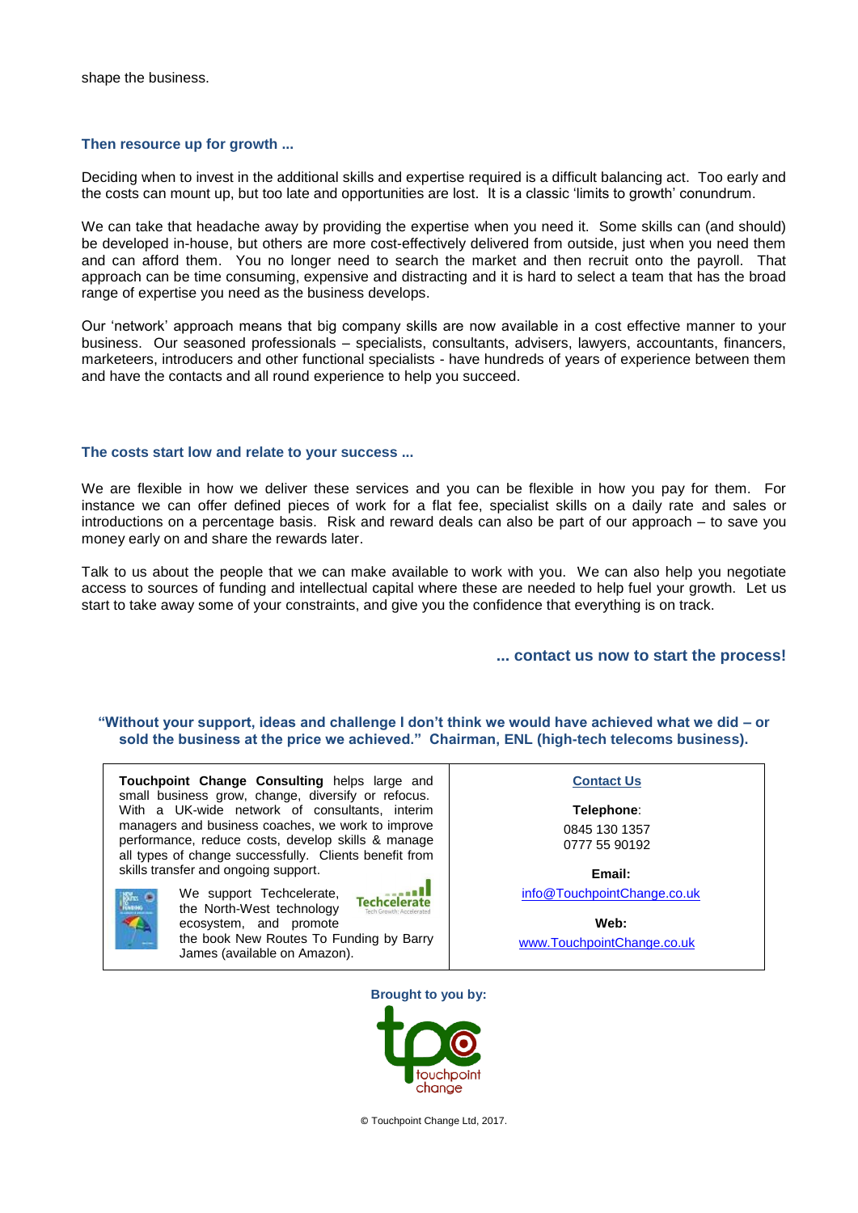shape the business.

### Then resource up for growth ...

Deciding when to invest in the additional skills and expertise required is a difficult balancing act. Too early and the costs can mount up, but too late and opportunities are lost. It is a classic 'limits to growth' conundrum.

We can take that headache away by providing the expertise when you need it. Some skills can (and should) be developed in-house, but others are more cost-effectively delivered from outside, just when you need them and can afford them. You no longer need to search the market and then recruit onto the payroll. That approach can be time consuming, expensive and distracting and it is hard to select a team that has the broad range of expertise you need as the business develops.

Our 'network' approach means that big company skills are now available in a cost effective manner to your business. Our seasoned professionals – specialists, consultants, advisers, lawyers, accountants, financers, marketeers, introducers and other functional specialists - have hundreds of years of experience between them and have the contacts and all round experience to help you succeed.

### The costs start low and relate to your success ...

We are flexible in how we deliver these services and you can be flexible in how you pay for them. For instance we can offer defined pieces of work for a flat fee, specialist skills on a daily rate and sales or introductions on a percentage basis. Risk and reward deals can also be part of our approach – to save you money early on and share the rewards later.

Talk to us about the people that we can make available to work with you. We can also help you negotiate access to sources of funding and intellectual capital where these are needed to help fuel your growth. Let us start to take away some of your constraints, and give you the confidence that everything is on track.

**... contact us now to start the process!**

**"Without your support, ideas and challenge I don't think we would have achieved what we did – or sold the business at the price we achieved." Chairman, ENL (high-tech telecoms business).**

| | |
|---|---|
| **Touchpoint Change Consulting** helps large and small business grow, change, diversify or refocus. With a UK-wide network of consultants, interim managers and business coaches, we work to improve performance, reduce costs, develop skills & manage all types of change successfully. Clients benefit from skills transfer and ongoing support. We support Techcelerate, the North-West technology ecosystem, and promote the book New Routes To Funding by Barry James (available on Amazon). | **Contact Us** **Telephone**: 0845 130 1357 0777 55 90192 **Email:** info@TouchpointChange.co.uk **Web:** www.TouchpointChange.co.uk |

**Brought to you by:**

touchpoint change

© Touchpoint Change Ltd, 2017.